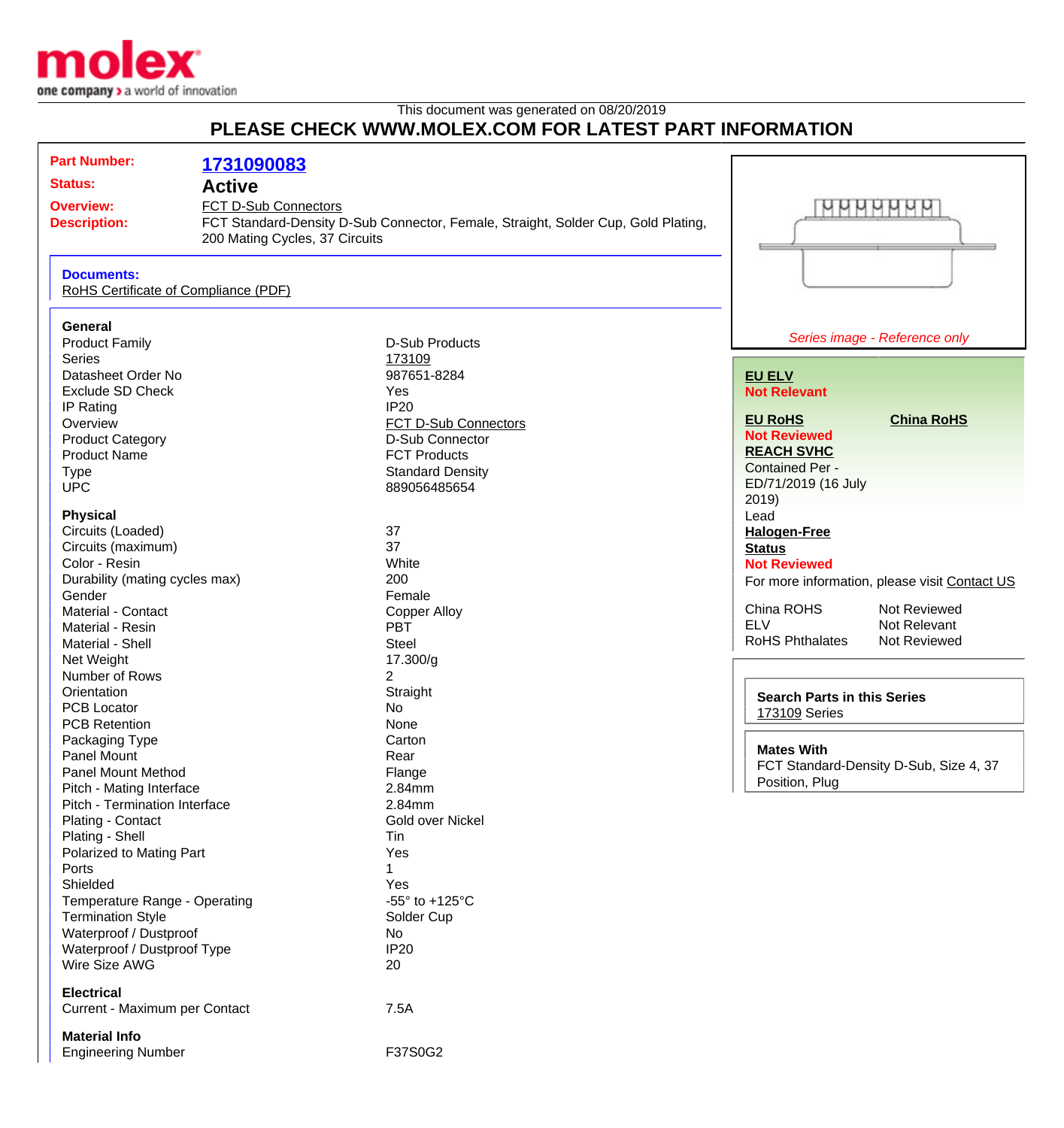molex
one company > a world of innovation

This document was generated on 08/20/2019

# PLEASE CHECK WWW.MOLEX.COM FOR LATEST PART INFORMATION

**Part Number:** **1731090083**
**Status:** **Active**
**Overview:** FCT D-Sub Connectors
**Description:** FCT Standard-Density D-Sub Connector, Female, Straight, Solder Cup, Gold Plating, 200 Mating Cycles, 37 Circuits

**Documents:**
RoHS Certificate of Compliance (PDF)

### General

| | |
|---|---|
| Product Family | D-Sub Products |
| Series | 173109 |
| Datasheet Order No | 987651-8284 |
| Exclude SD Check | Yes |
| IP Rating | IP20 |
| Overview | FCT D-Sub Connectors |
| Product Category | D-Sub Connector |
| Product Name | FCT Products |
| Type | Standard Density |
| UPC | 889056485654 |

### Physical

| | |
|---|---|
| Circuits (Loaded) | 37 |
| Circuits (maximum) | 37 |
| Color - Resin | White |
| Durability (mating cycles max) | 200 |
| Gender | Female |
| Material - Contact | Copper Alloy |
| Material - Resin | PBT |
| Material - Shell | Steel |
| Net Weight | 17.300/g |
| Number of Rows | 2 |
| Orientation | Straight |
| PCB Locator | No |
| PCB Retention | None |
| Packaging Type | Carton |
| Panel Mount | Rear |
| Panel Mount Method | Flange |
| Pitch - Mating Interface | 2.84mm |
| Pitch - Termination Interface | 2.84mm |
| Plating - Contact | Gold over Nickel |
| Plating - Shell | Tin |
| Polarized to Mating Part | Yes |
| Ports | 1 |
| Shielded | Yes |
| Temperature Range - Operating | -55° to +125°C |
| Termination Style | Solder Cup |
| Waterproof / Dustproof | No |
| Waterproof / Dustproof Type | IP20 |
| Wire Size AWG | 20 |

### Electrical

| | |
|---|---|
| Current - Maximum per Contact | 7.5A |

### Material Info

| | |
|---|---|
| Engineering Number | F37S0G2 |

*Series image - Reference only*

**EU ELV**
**Not Relevant**

**EU RoHS**
**Not Reviewed**

**China RoHS**

**REACH SVHC**
Contained Per - ED/71/2019 (16 July 2019)
Lead

**Halogen-Free Status**
**Not Reviewed**

For more information, please visit Contact US

| | |
|---|---|
| China ROHS | Not Reviewed |
| ELV | Not Relevant |
| RoHS Phthalates | Not Reviewed |

**Search Parts in this Series**
173109 Series

**Mates With**
FCT Standard-Density D-Sub, Size 4, 37 Position, Plug